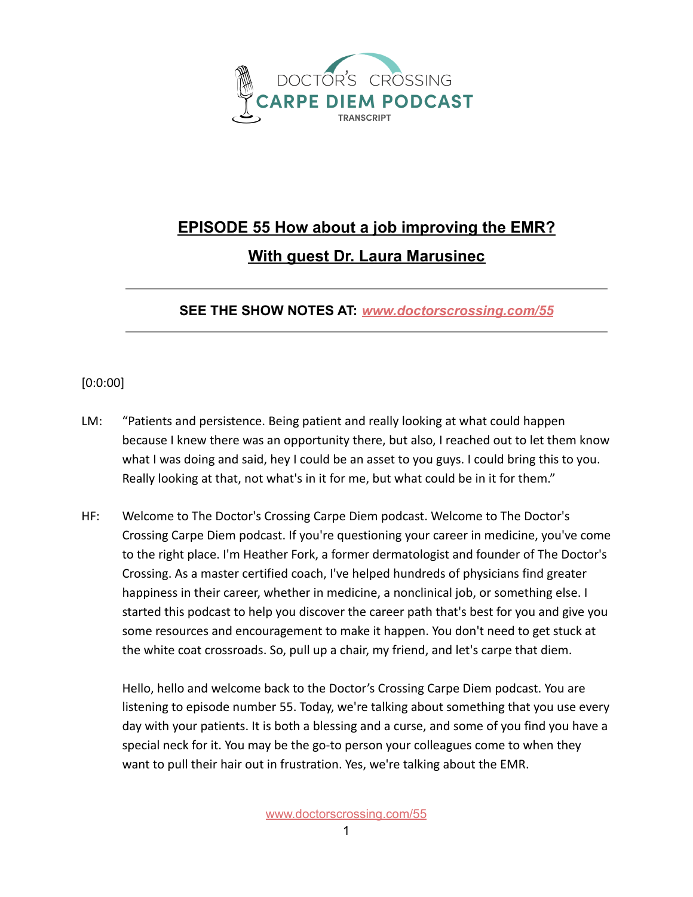DOCTOR'S CROSSING
CARPE DIEM PODCAST
TRANSCRIPT

# EPISODE 55 How about a job improving the EMR?

## With guest Dr. Laura Marusinec

---

**SEE THE SHOW NOTES AT:** [*www.doctorscrossing.com/55*](http://www.doctorscrossing.com/55)

---

[0:0:00]

LM: "Patients and persistence. Being patient and really looking at what could happen because I knew there was an opportunity there, but also, I reached out to let them know what I was doing and said, hey I could be an asset to you guys. I could bring this to you. Really looking at that, not what's in it for me, but what could be in it for them."

HF: Welcome to The Doctor's Crossing Carpe Diem podcast. Welcome to The Doctor's Crossing Carpe Diem podcast. If you're questioning your career in medicine, you've come to the right place. I'm Heather Fork, a former dermatologist and founder of The Doctor's Crossing. As a master certified coach, I've helped hundreds of physicians find greater happiness in their career, whether in medicine, a nonclinical job, or something else. I started this podcast to help you discover the career path that's best for you and give you some resources and encouragement to make it happen. You don't need to get stuck at the white coat crossroads. So, pull up a chair, my friend, and let's carpe that diem.

Hello, hello and welcome back to the Doctor's Crossing Carpe Diem podcast. You are listening to episode number 55. Today, we're talking about something that you use every day with your patients. It is both a blessing and a curse, and some of you find you have a special neck for it. You may be the go-to person your colleagues come to when they want to pull their hair out in frustration. Yes, we're talking about the EMR.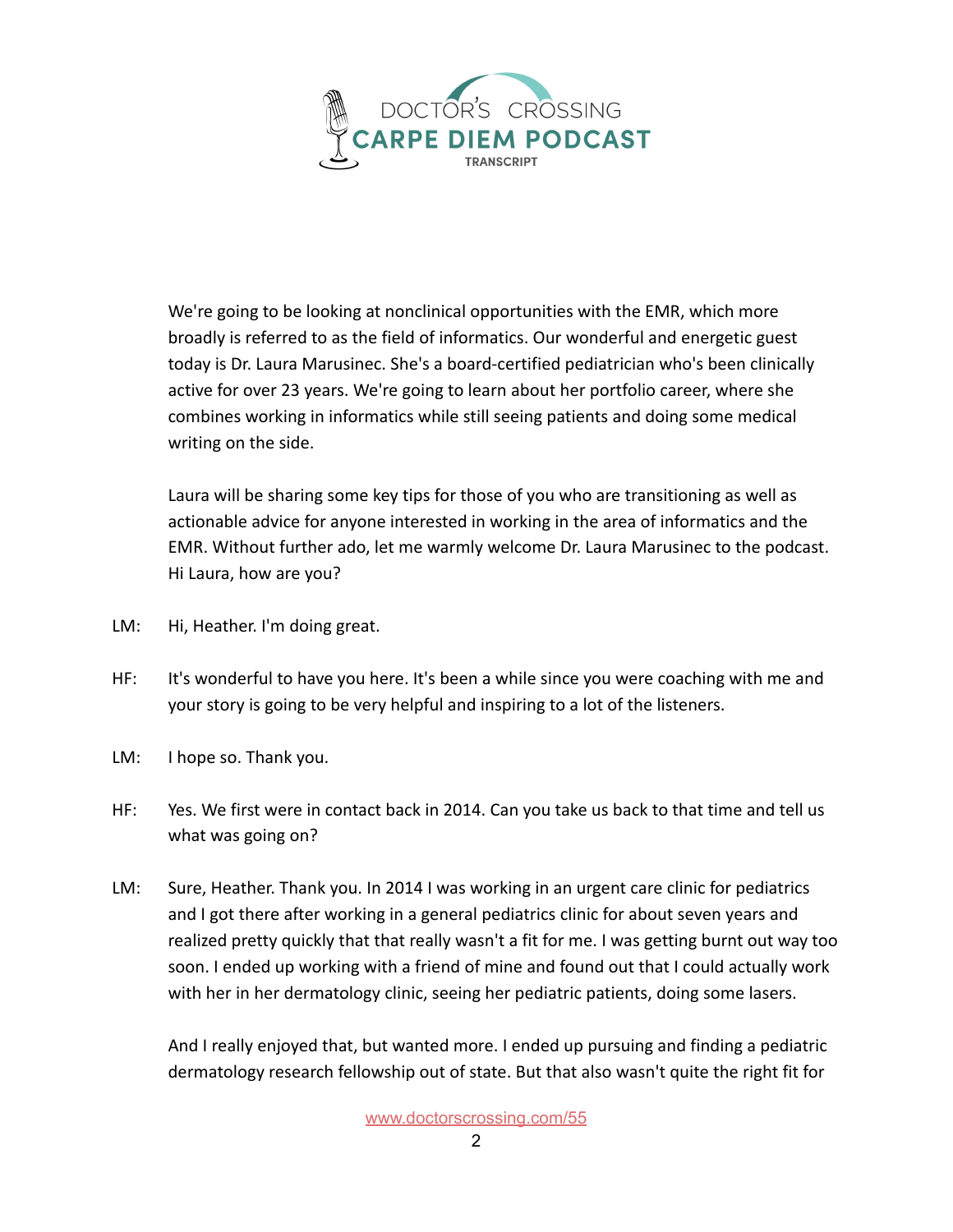We're going to be looking at nonclinical opportunities with the EMR, which more broadly is referred to as the field of informatics. Our wonderful and energetic guest today is Dr. Laura Marusinec. She's a board-certified pediatrician who's been clinically active for over 23 years. We're going to learn about her portfolio career, where she combines working in informatics while still seeing patients and doing some medical writing on the side.

Laura will be sharing some key tips for those of you who are transitioning as well as actionable advice for anyone interested in working in the area of informatics and the EMR. Without further ado, let me warmly welcome Dr. Laura Marusinec to the podcast. Hi Laura, how are you?

LM: Hi, Heather. I'm doing great.

HF: It's wonderful to have you here. It's been a while since you were coaching with me and your story is going to be very helpful and inspiring to a lot of the listeners.

LM: I hope so. Thank you.

HF: Yes. We first were in contact back in 2014. Can you take us back to that time and tell us what was going on?

LM: Sure, Heather. Thank you. In 2014 I was working in an urgent care clinic for pediatrics and I got there after working in a general pediatrics clinic for about seven years and realized pretty quickly that that really wasn't a fit for me. I was getting burnt out way too soon. I ended up working with a friend of mine and found out that I could actually work with her in her dermatology clinic, seeing her pediatric patients, doing some lasers.

And I really enjoyed that, but wanted more. I ended up pursuing and finding a pediatric dermatology research fellowship out of state. But that also wasn't quite the right fit for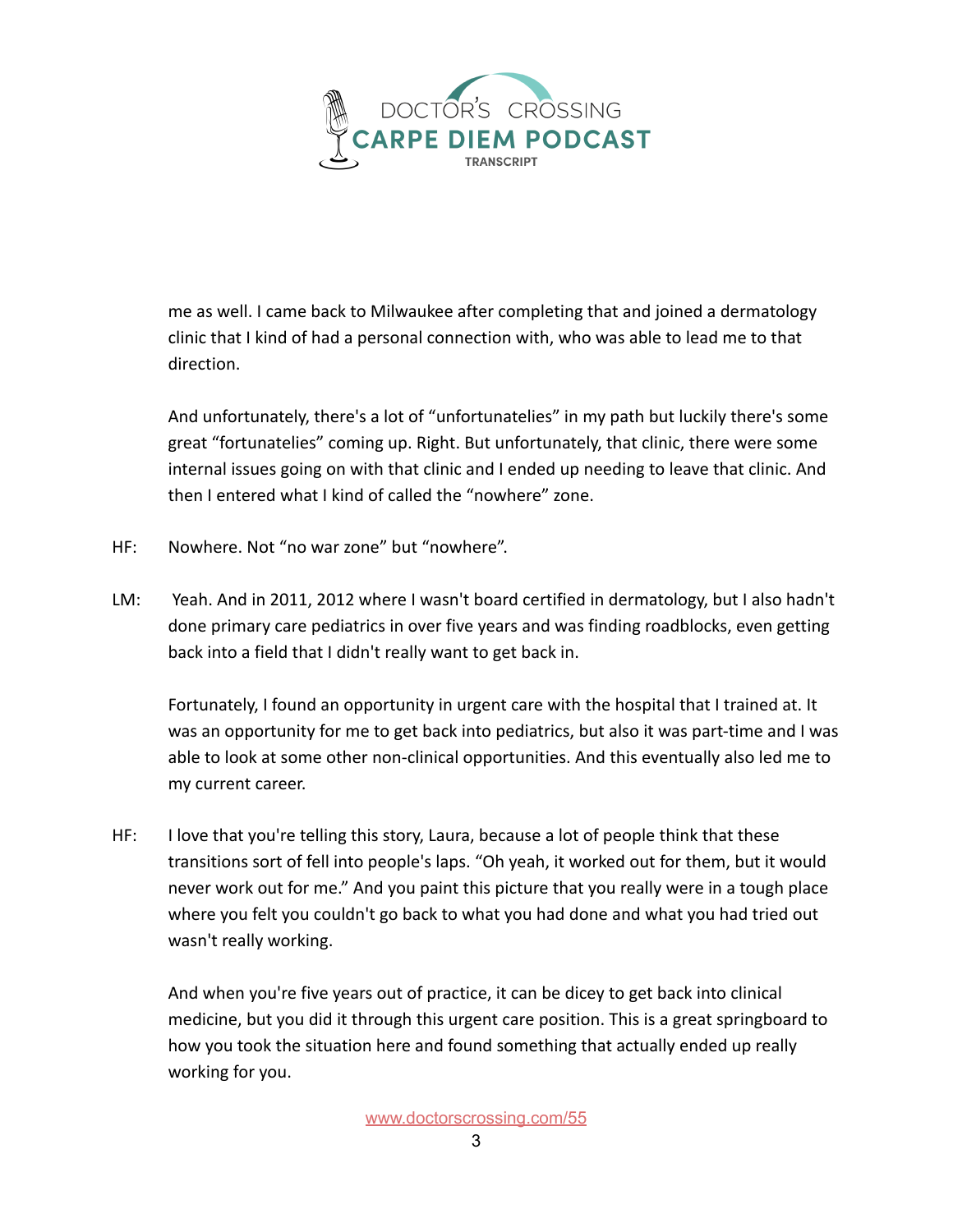me as well. I came back to Milwaukee after completing that and joined a dermatology clinic that I kind of had a personal connection with, who was able to lead me to that direction.

And unfortunately, there's a lot of "unfortunatelies" in my path but luckily there's some great "fortunatelies" coming up. Right. But unfortunately, that clinic, there were some internal issues going on with that clinic and I ended up needing to leave that clinic. And then I entered what I kind of called the "nowhere" zone.

HF: Nowhere. Not "no war zone" but "nowhere".

LM: Yeah. And in 2011, 2012 where I wasn't board certified in dermatology, but I also hadn't done primary care pediatrics in over five years and was finding roadblocks, even getting back into a field that I didn't really want to get back in.

Fortunately, I found an opportunity in urgent care with the hospital that I trained at. It was an opportunity for me to get back into pediatrics, but also it was part-time and I was able to look at some other non-clinical opportunities. And this eventually also led me to my current career.

HF: I love that you're telling this story, Laura, because a lot of people think that these transitions sort of fell into people's laps. "Oh yeah, it worked out for them, but it would never work out for me." And you paint this picture that you really were in a tough place where you felt you couldn't go back to what you had done and what you had tried out wasn't really working.

And when you're five years out of practice, it can be dicey to get back into clinical medicine, but you did it through this urgent care position. This is a great springboard to how you took the situation here and found something that actually ended up really working for you.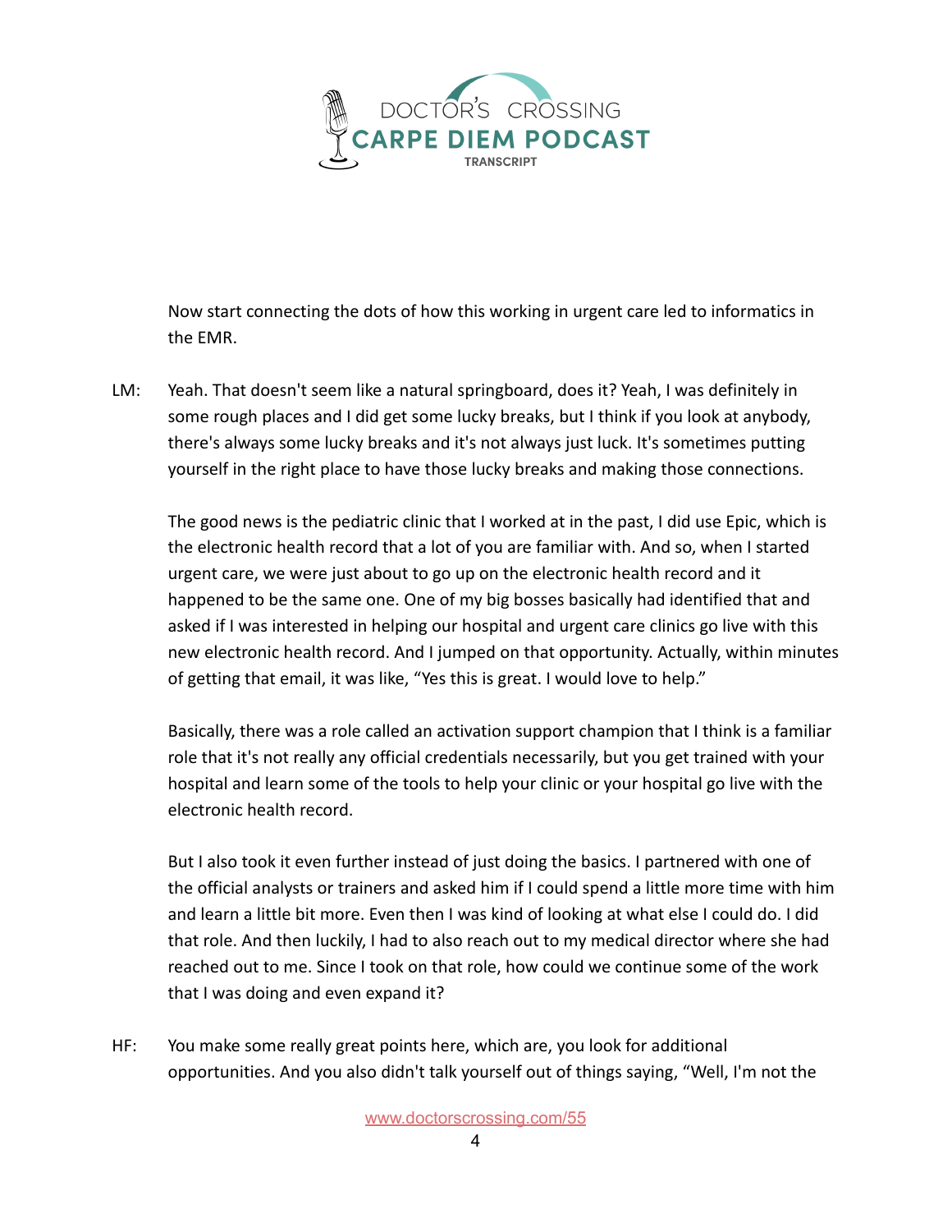Now start connecting the dots of how this working in urgent care led to informatics in the EMR.

LM: Yeah. That doesn't seem like a natural springboard, does it? Yeah, I was definitely in some rough places and I did get some lucky breaks, but I think if you look at anybody, there's always some lucky breaks and it's not always just luck. It's sometimes putting yourself in the right place to have those lucky breaks and making those connections.

The good news is the pediatric clinic that I worked at in the past, I did use Epic, which is the electronic health record that a lot of you are familiar with. And so, when I started urgent care, we were just about to go up on the electronic health record and it happened to be the same one. One of my big bosses basically had identified that and asked if I was interested in helping our hospital and urgent care clinics go live with this new electronic health record. And I jumped on that opportunity. Actually, within minutes of getting that email, it was like, "Yes this is great. I would love to help."

Basically, there was a role called an activation support champion that I think is a familiar role that it's not really any official credentials necessarily, but you get trained with your hospital and learn some of the tools to help your clinic or your hospital go live with the electronic health record.

But I also took it even further instead of just doing the basics. I partnered with one of the official analysts or trainers and asked him if I could spend a little more time with him and learn a little bit more. Even then I was kind of looking at what else I could do. I did that role. And then luckily, I had to also reach out to my medical director where she had reached out to me. Since I took on that role, how could we continue some of the work that I was doing and even expand it?

HF: You make some really great points here, which are, you look for additional opportunities. And you also didn't talk yourself out of things saying, "Well, I'm not the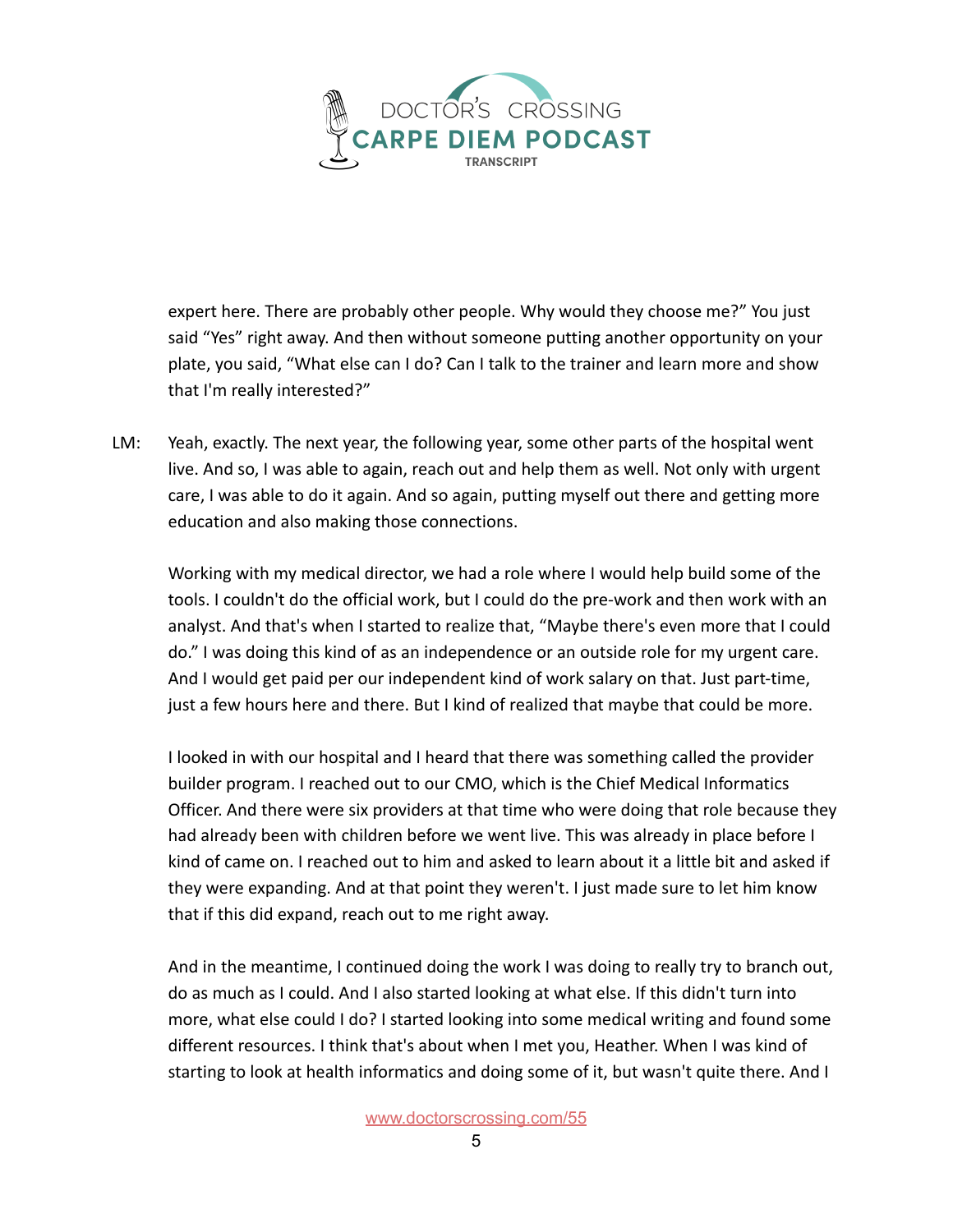expert here. There are probably other people. Why would they choose me?" You just said "Yes" right away. And then without someone putting another opportunity on your plate, you said, "What else can I do? Can I talk to the trainer and learn more and show that I'm really interested?"

LM: Yeah, exactly. The next year, the following year, some other parts of the hospital went live. And so, I was able to again, reach out and help them as well. Not only with urgent care, I was able to do it again. And so again, putting myself out there and getting more education and also making those connections.

Working with my medical director, we had a role where I would help build some of the tools. I couldn't do the official work, but I could do the pre-work and then work with an analyst. And that's when I started to realize that, "Maybe there's even more that I could do." I was doing this kind of as an independence or an outside role for my urgent care. And I would get paid per our independent kind of work salary on that. Just part-time, just a few hours here and there. But I kind of realized that maybe that could be more.

I looked in with our hospital and I heard that there was something called the provider builder program. I reached out to our CMO, which is the Chief Medical Informatics Officer. And there were six providers at that time who were doing that role because they had already been with children before we went live. This was already in place before I kind of came on. I reached out to him and asked to learn about it a little bit and asked if they were expanding. And at that point they weren't. I just made sure to let him know that if this did expand, reach out to me right away.

And in the meantime, I continued doing the work I was doing to really try to branch out, do as much as I could. And I also started looking at what else. If this didn't turn into more, what else could I do? I started looking into some medical writing and found some different resources. I think that's about when I met you, Heather. When I was kind of starting to look at health informatics and doing some of it, but wasn't quite there. And I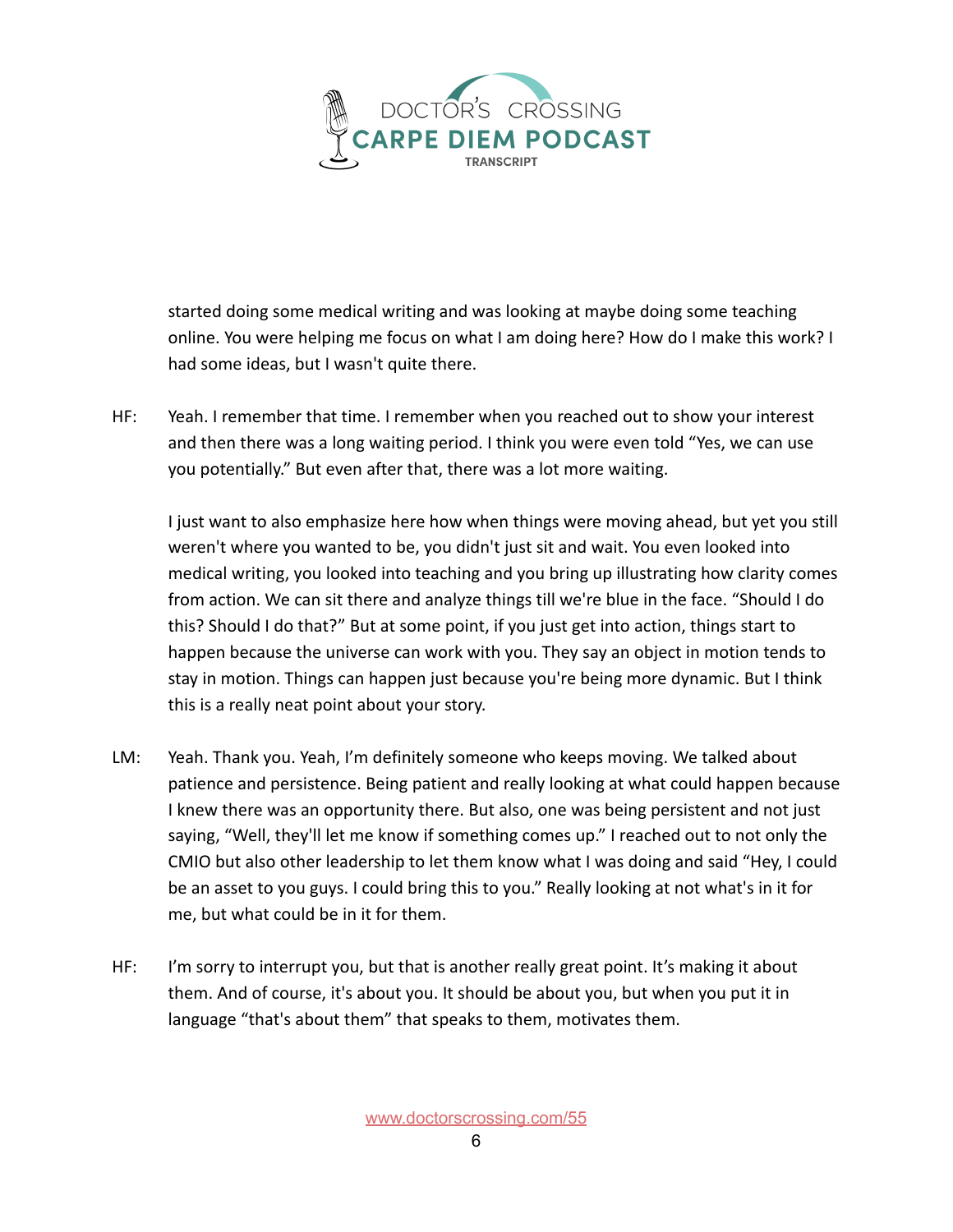started doing some medical writing and was looking at maybe doing some teaching online. You were helping me focus on what I am doing here? How do I make this work? I had some ideas, but I wasn't quite there.

HF: Yeah. I remember that time. I remember when you reached out to show your interest and then there was a long waiting period. I think you were even told "Yes, we can use you potentially." But even after that, there was a lot more waiting.

I just want to also emphasize here how when things were moving ahead, but yet you still weren't where you wanted to be, you didn't just sit and wait. You even looked into medical writing, you looked into teaching and you bring up illustrating how clarity comes from action. We can sit there and analyze things till we're blue in the face. "Should I do this? Should I do that?" But at some point, if you just get into action, things start to happen because the universe can work with you. They say an object in motion tends to stay in motion. Things can happen just because you're being more dynamic. But I think this is a really neat point about your story.

LM: Yeah. Thank you. Yeah, I'm definitely someone who keeps moving. We talked about patience and persistence. Being patient and really looking at what could happen because I knew there was an opportunity there. But also, one was being persistent and not just saying, "Well, they'll let me know if something comes up." I reached out to not only the CMIO but also other leadership to let them know what I was doing and said "Hey, I could be an asset to you guys. I could bring this to you." Really looking at not what's in it for me, but what could be in it for them.

HF: I'm sorry to interrupt you, but that is another really great point. It's making it about them. And of course, it's about you. It should be about you, but when you put it in language "that's about them" that speaks to them, motivates them.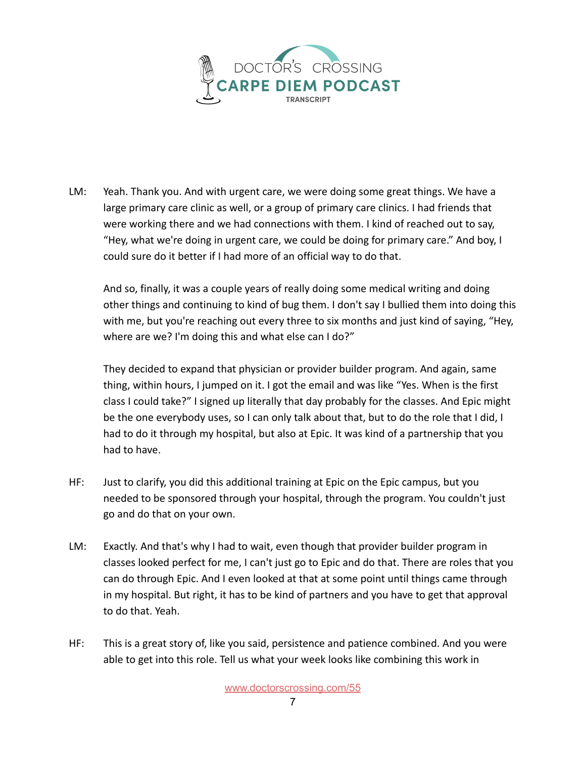LM: Yeah. Thank you. And with urgent care, we were doing some great things. We have a large primary care clinic as well, or a group of primary care clinics. I had friends that were working there and we had connections with them. I kind of reached out to say, "Hey, what we're doing in urgent care, we could be doing for primary care." And boy, I could sure do it better if I had more of an official way to do that.

And so, finally, it was a couple years of really doing some medical writing and doing other things and continuing to kind of bug them. I don't say I bullied them into doing this with me, but you're reaching out every three to six months and just kind of saying, "Hey, where are we? I'm doing this and what else can I do?"

They decided to expand that physician or provider builder program. And again, same thing, within hours, I jumped on it. I got the email and was like "Yes. When is the first class I could take?" I signed up literally that day probably for the classes. And Epic might be the one everybody uses, so I can only talk about that, but to do the role that I did, I had to do it through my hospital, but also at Epic. It was kind of a partnership that you had to have.

HF: Just to clarify, you did this additional training at Epic on the Epic campus, but you needed to be sponsored through your hospital, through the program. You couldn't just go and do that on your own.

LM: Exactly. And that's why I had to wait, even though that provider builder program in classes looked perfect for me, I can't just go to Epic and do that. There are roles that you can do through Epic. And I even looked at that at some point until things came through in my hospital. But right, it has to be kind of partners and you have to get that approval to do that. Yeah.

HF: This is a great story of, like you said, persistence and patience combined. And you were able to get into this role. Tell us what your week looks like combining this work in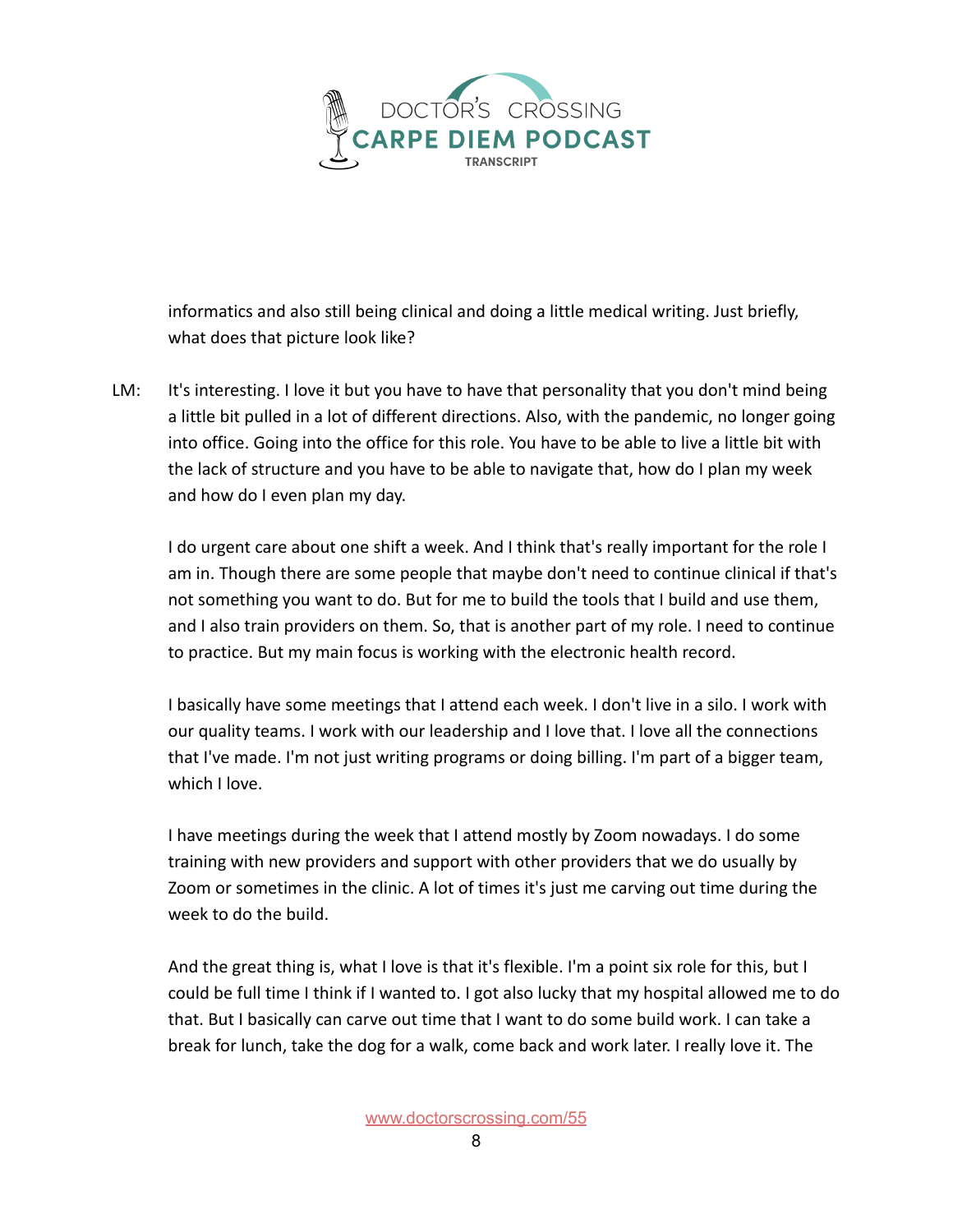informatics and also still being clinical and doing a little medical writing. Just briefly, what does that picture look like?

LM: It's interesting. I love it but you have to have that personality that you don't mind being a little bit pulled in a lot of different directions. Also, with the pandemic, no longer going into office. Going into the office for this role. You have to be able to live a little bit with the lack of structure and you have to be able to navigate that, how do I plan my week and how do I even plan my day.

I do urgent care about one shift a week. And I think that's really important for the role I am in. Though there are some people that maybe don't need to continue clinical if that's not something you want to do. But for me to build the tools that I build and use them, and I also train providers on them. So, that is another part of my role. I need to continue to practice. But my main focus is working with the electronic health record.

I basically have some meetings that I attend each week. I don't live in a silo. I work with our quality teams. I work with our leadership and I love that. I love all the connections that I've made. I'm not just writing programs or doing billing. I'm part of a bigger team, which I love.

I have meetings during the week that I attend mostly by Zoom nowadays. I do some training with new providers and support with other providers that we do usually by Zoom or sometimes in the clinic. A lot of times it's just me carving out time during the week to do the build.

And the great thing is, what I love is that it's flexible. I'm a point six role for this, but I could be full time I think if I wanted to. I got also lucky that my hospital allowed me to do that. But I basically can carve out time that I want to do some build work. I can take a break for lunch, take the dog for a walk, come back and work later. I really love it. The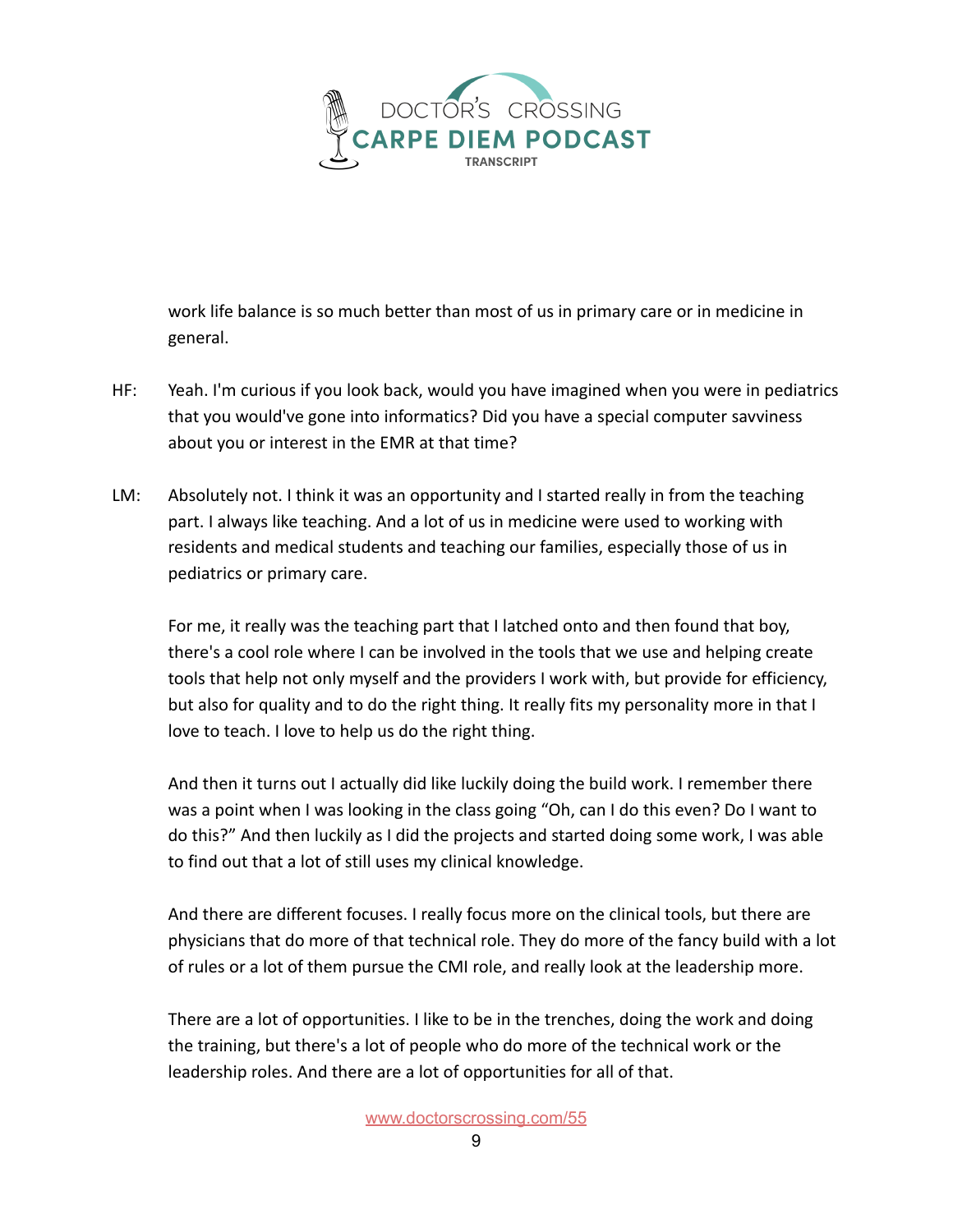work life balance is so much better than most of us in primary care or in medicine in general.

HF: Yeah. I'm curious if you look back, would you have imagined when you were in pediatrics that you would've gone into informatics? Did you have a special computer savviness about you or interest in the EMR at that time?

LM: Absolutely not. I think it was an opportunity and I started really in from the teaching part. I always like teaching. And a lot of us in medicine were used to working with residents and medical students and teaching our families, especially those of us in pediatrics or primary care.

For me, it really was the teaching part that I latched onto and then found that boy, there's a cool role where I can be involved in the tools that we use and helping create tools that help not only myself and the providers I work with, but provide for efficiency, but also for quality and to do the right thing. It really fits my personality more in that I love to teach. I love to help us do the right thing.

And then it turns out I actually did like luckily doing the build work. I remember there was a point when I was looking in the class going "Oh, can I do this even? Do I want to do this?" And then luckily as I did the projects and started doing some work, I was able to find out that a lot of still uses my clinical knowledge.

And there are different focuses. I really focus more on the clinical tools, but there are physicians that do more of that technical role. They do more of the fancy build with a lot of rules or a lot of them pursue the CMI role, and really look at the leadership more.

There are a lot of opportunities. I like to be in the trenches, doing the work and doing the training, but there's a lot of people who do more of the technical work or the leadership roles. And there are a lot of opportunities for all of that.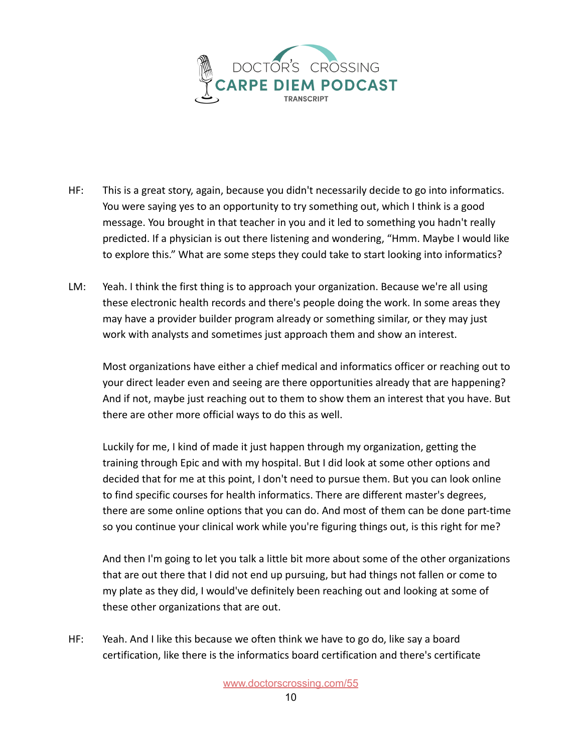HF: This is a great story, again, because you didn't necessarily decide to go into informatics. You were saying yes to an opportunity to try something out, which I think is a good message. You brought in that teacher in you and it led to something you hadn't really predicted. If a physician is out there listening and wondering, "Hmm. Maybe I would like to explore this." What are some steps they could take to start looking into informatics?

LM: Yeah. I think the first thing is to approach your organization. Because we're all using these electronic health records and there's people doing the work. In some areas they may have a provider builder program already or something similar, or they may just work with analysts and sometimes just approach them and show an interest.

Most organizations have either a chief medical and informatics officer or reaching out to your direct leader even and seeing are there opportunities already that are happening? And if not, maybe just reaching out to them to show them an interest that you have. But there are other more official ways to do this as well.

Luckily for me, I kind of made it just happen through my organization, getting the training through Epic and with my hospital. But I did look at some other options and decided that for me at this point, I don't need to pursue them. But you can look online to find specific courses for health informatics. There are different master's degrees, there are some online options that you can do. And most of them can be done part-time so you continue your clinical work while you're figuring things out, is this right for me?

And then I'm going to let you talk a little bit more about some of the other organizations that are out there that I did not end up pursuing, but had things not fallen or come to my plate as they did, I would've definitely been reaching out and looking at some of these other organizations that are out.

HF: Yeah. And I like this because we often think we have to go do, like say a board certification, like there is the informatics board certification and there's certificate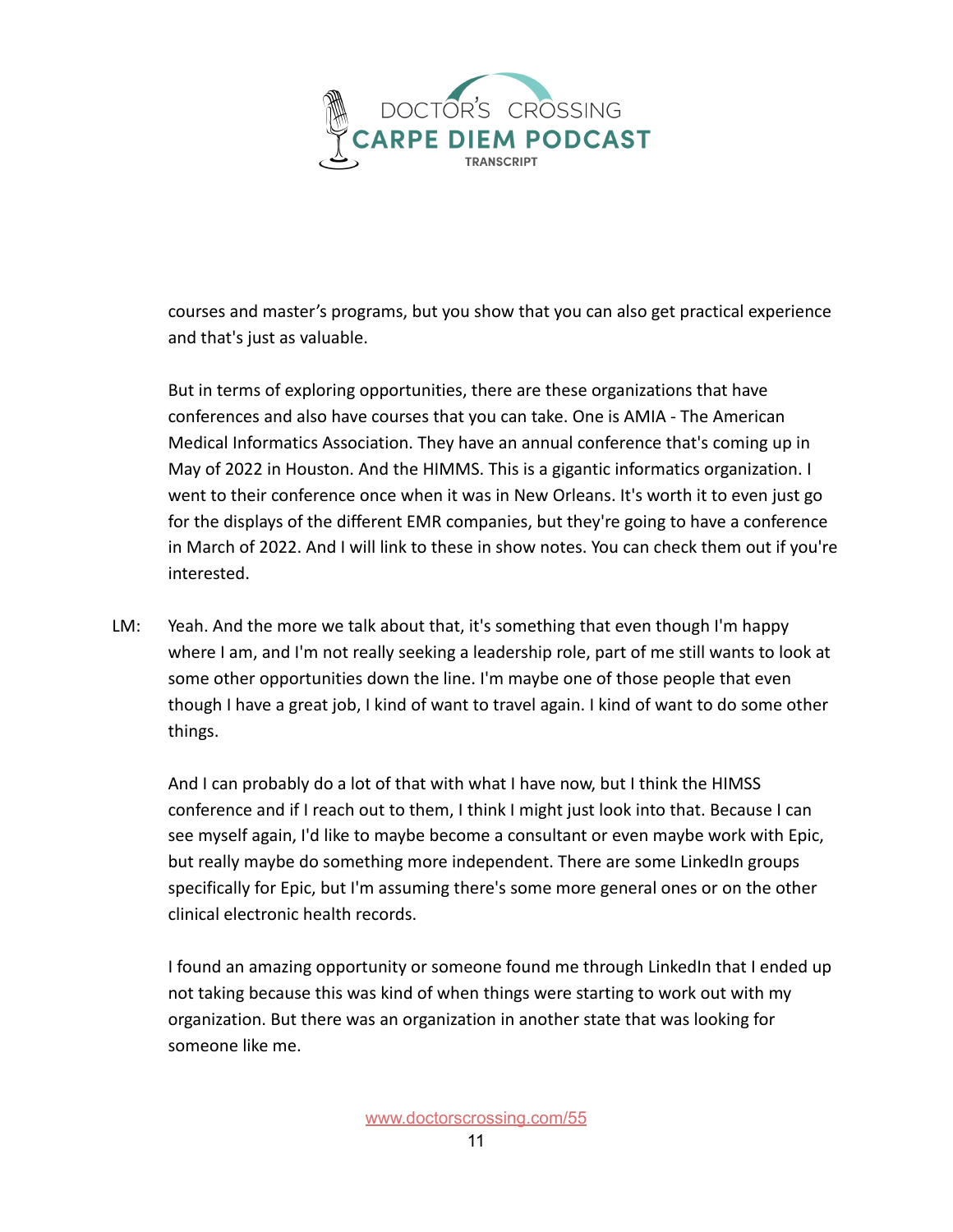courses and master's programs, but you show that you can also get practical experience and that's just as valuable.

But in terms of exploring opportunities, there are these organizations that have conferences and also have courses that you can take. One is AMIA - The American Medical Informatics Association. They have an annual conference that's coming up in May of 2022 in Houston. And the HIMMS. This is a gigantic informatics organization. I went to their conference once when it was in New Orleans. It's worth it to even just go for the displays of the different EMR companies, but they're going to have a conference in March of 2022. And I will link to these in show notes. You can check them out if you're interested.

LM: Yeah. And the more we talk about that, it's something that even though I'm happy where I am, and I'm not really seeking a leadership role, part of me still wants to look at some other opportunities down the line. I'm maybe one of those people that even though I have a great job, I kind of want to travel again. I kind of want to do some other things.

And I can probably do a lot of that with what I have now, but I think the HIMSS conference and if I reach out to them, I think I might just look into that. Because I can see myself again, I'd like to maybe become a consultant or even maybe work with Epic, but really maybe do something more independent. There are some LinkedIn groups specifically for Epic, but I'm assuming there's some more general ones or on the other clinical electronic health records.

I found an amazing opportunity or someone found me through LinkedIn that I ended up not taking because this was kind of when things were starting to work out with my organization. But there was an organization in another state that was looking for someone like me.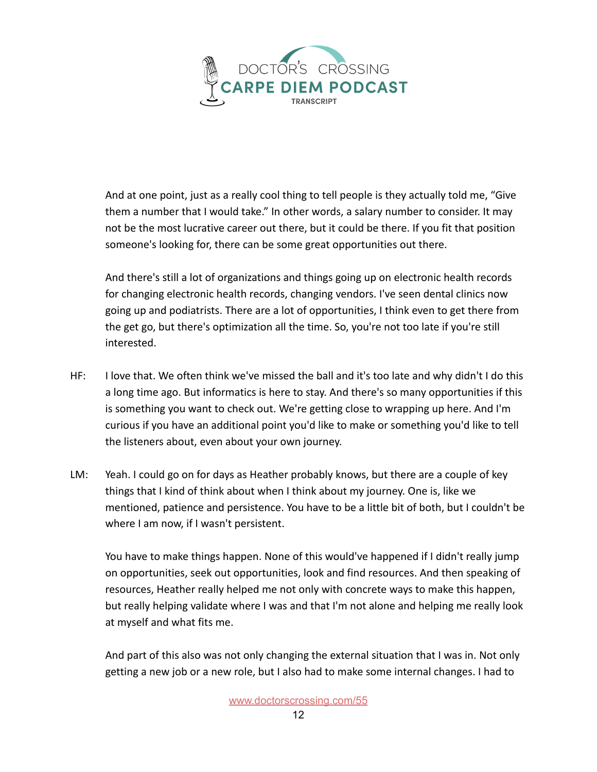And at one point, just as a really cool thing to tell people is they actually told me, "Give them a number that I would take." In other words, a salary number to consider. It may not be the most lucrative career out there, but it could be there. If you fit that position someone's looking for, there can be some great opportunities out there.

And there's still a lot of organizations and things going up on electronic health records for changing electronic health records, changing vendors. I've seen dental clinics now going up and podiatrists. There are a lot of opportunities, I think even to get there from the get go, but there's optimization all the time. So, you're not too late if you're still interested.

HF: I love that. We often think we've missed the ball and it's too late and why didn't I do this a long time ago. But informatics is here to stay. And there's so many opportunities if this is something you want to check out. We're getting close to wrapping up here. And I'm curious if you have an additional point you'd like to make or something you'd like to tell the listeners about, even about your own journey.

LM: Yeah. I could go on for days as Heather probably knows, but there are a couple of key things that I kind of think about when I think about my journey. One is, like we mentioned, patience and persistence. You have to be a little bit of both, but I couldn't be where I am now, if I wasn't persistent.

You have to make things happen. None of this would've happened if I didn't really jump on opportunities, seek out opportunities, look and find resources. And then speaking of resources, Heather really helped me not only with concrete ways to make this happen, but really helping validate where I was and that I'm not alone and helping me really look at myself and what fits me.

And part of this also was not only changing the external situation that I was in. Not only getting a new job or a new role, but I also had to make some internal changes. I had to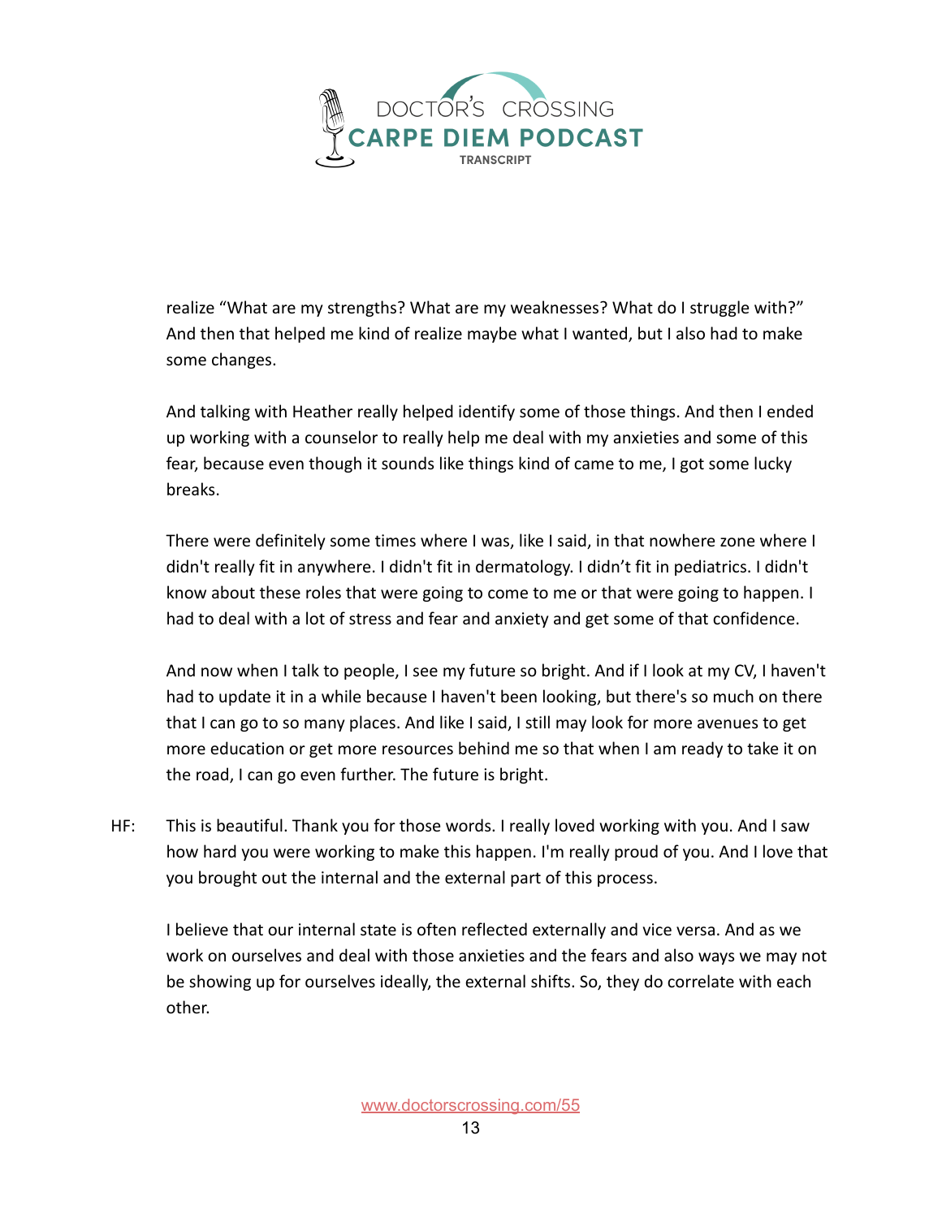realize "What are my strengths? What are my weaknesses? What do I struggle with?" And then that helped me kind of realize maybe what I wanted, but I also had to make some changes.

And talking with Heather really helped identify some of those things. And then I ended up working with a counselor to really help me deal with my anxieties and some of this fear, because even though it sounds like things kind of came to me, I got some lucky breaks.

There were definitely some times where I was, like I said, in that nowhere zone where I didn't really fit in anywhere. I didn't fit in dermatology. I didn't fit in pediatrics. I didn't know about these roles that were going to come to me or that were going to happen. I had to deal with a lot of stress and fear and anxiety and get some of that confidence.

And now when I talk to people, I see my future so bright. And if I look at my CV, I haven't had to update it in a while because I haven't been looking, but there's so much on there that I can go to so many places. And like I said, I still may look for more avenues to get more education or get more resources behind me so that when I am ready to take it on the road, I can go even further. The future is bright.

HF: This is beautiful. Thank you for those words. I really loved working with you. And I saw how hard you were working to make this happen. I'm really proud of you. And I love that you brought out the internal and the external part of this process.

I believe that our internal state is often reflected externally and vice versa. And as we work on ourselves and deal with those anxieties and the fears and also ways we may not be showing up for ourselves ideally, the external shifts. So, they do correlate with each other.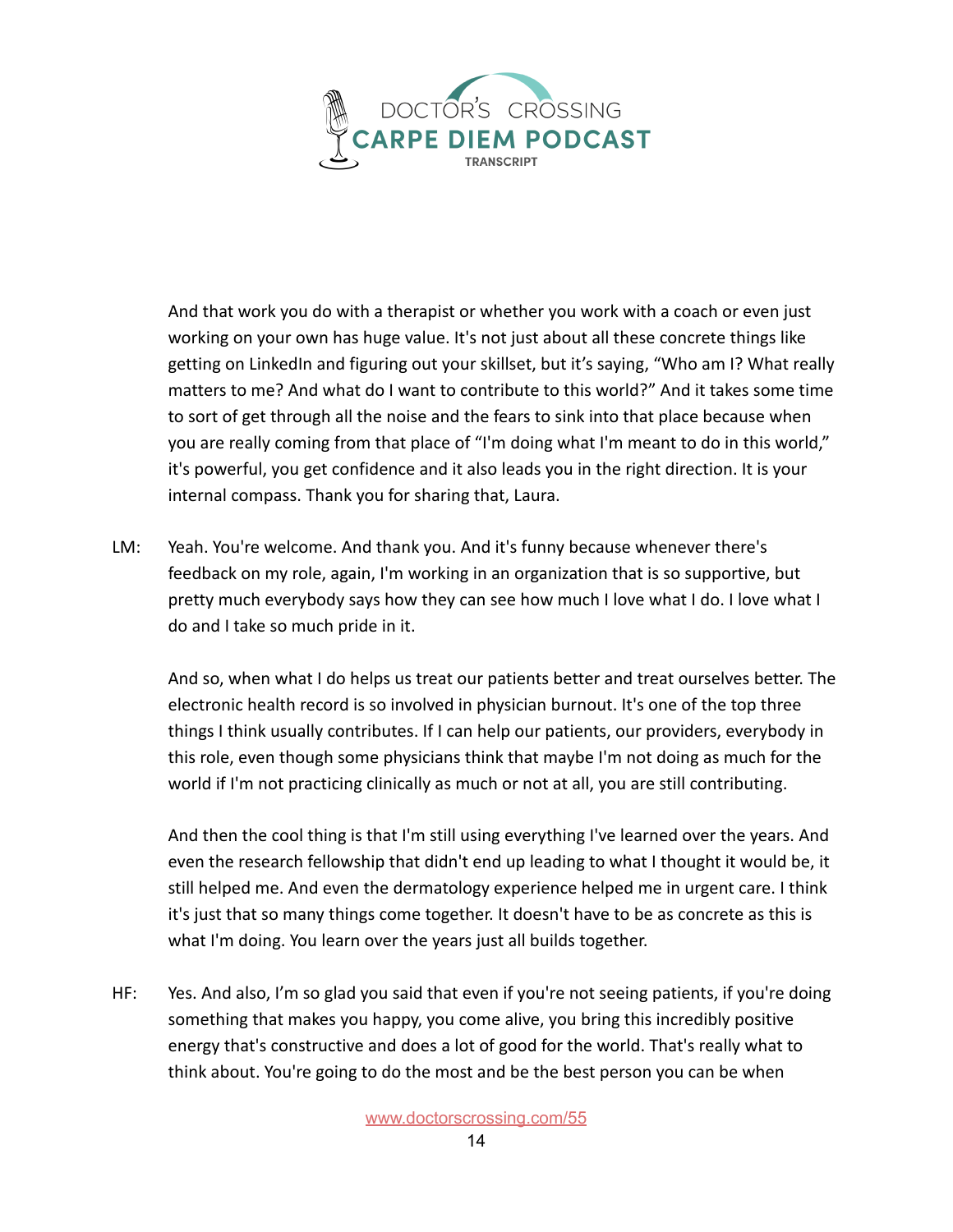And that work you do with a therapist or whether you work with a coach or even just working on your own has huge value. It's not just about all these concrete things like getting on LinkedIn and figuring out your skillset, but it's saying, "Who am I? What really matters to me? And what do I want to contribute to this world?" And it takes some time to sort of get through all the noise and the fears to sink into that place because when you are really coming from that place of "I'm doing what I'm meant to do in this world," it's powerful, you get confidence and it also leads you in the right direction. It is your internal compass. Thank you for sharing that, Laura.

LM: Yeah. You're welcome. And thank you. And it's funny because whenever there's feedback on my role, again, I'm working in an organization that is so supportive, but pretty much everybody says how they can see how much I love what I do. I love what I do and I take so much pride in it.

And so, when what I do helps us treat our patients better and treat ourselves better. The electronic health record is so involved in physician burnout. It's one of the top three things I think usually contributes. If I can help our patients, our providers, everybody in this role, even though some physicians think that maybe I'm not doing as much for the world if I'm not practicing clinically as much or not at all, you are still contributing.

And then the cool thing is that I'm still using everything I've learned over the years. And even the research fellowship that didn't end up leading to what I thought it would be, it still helped me. And even the dermatology experience helped me in urgent care. I think it's just that so many things come together. It doesn't have to be as concrete as this is what I'm doing. You learn over the years just all builds together.

HF: Yes. And also, I'm so glad you said that even if you're not seeing patients, if you're doing something that makes you happy, you come alive, you bring this incredibly positive energy that's constructive and does a lot of good for the world. That's really what to think about. You're going to do the most and be the best person you can be when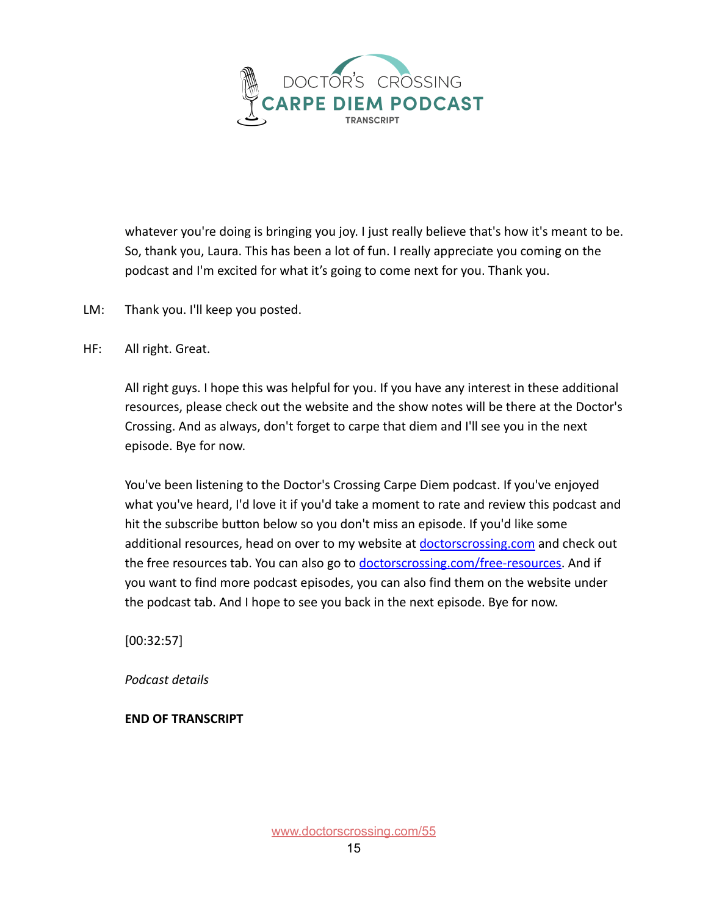whatever you're doing is bringing you joy. I just really believe that's how it's meant to be. So, thank you, Laura. This has been a lot of fun. I really appreciate you coming on the podcast and I'm excited for what it's going to come next for you. Thank you.

LM: Thank you. I'll keep you posted.

HF: All right. Great.

All right guys. I hope this was helpful for you. If you have any interest in these additional resources, please check out the website and the show notes will be there at the Doctor's Crossing. And as always, don't forget to carpe that diem and I'll see you in the next episode. Bye for now.

You've been listening to the Doctor's Crossing Carpe Diem podcast. If you've enjoyed what you've heard, I'd love it if you'd take a moment to rate and review this podcast and hit the subscribe button below so you don't miss an episode. If you'd like some additional resources, head on over to my website at [doctorscrossing.com](http://doctorscrossing.com) and check out the free resources tab. You can also go to [doctorscrossing.com/free-resources](http://doctorscrossing.com/free-resources). And if you want to find more podcast episodes, you can also find them on the website under the podcast tab. And I hope to see you back in the next episode. Bye for now.

[00:32:57]

*Podcast details*

**END OF TRANSCRIPT**